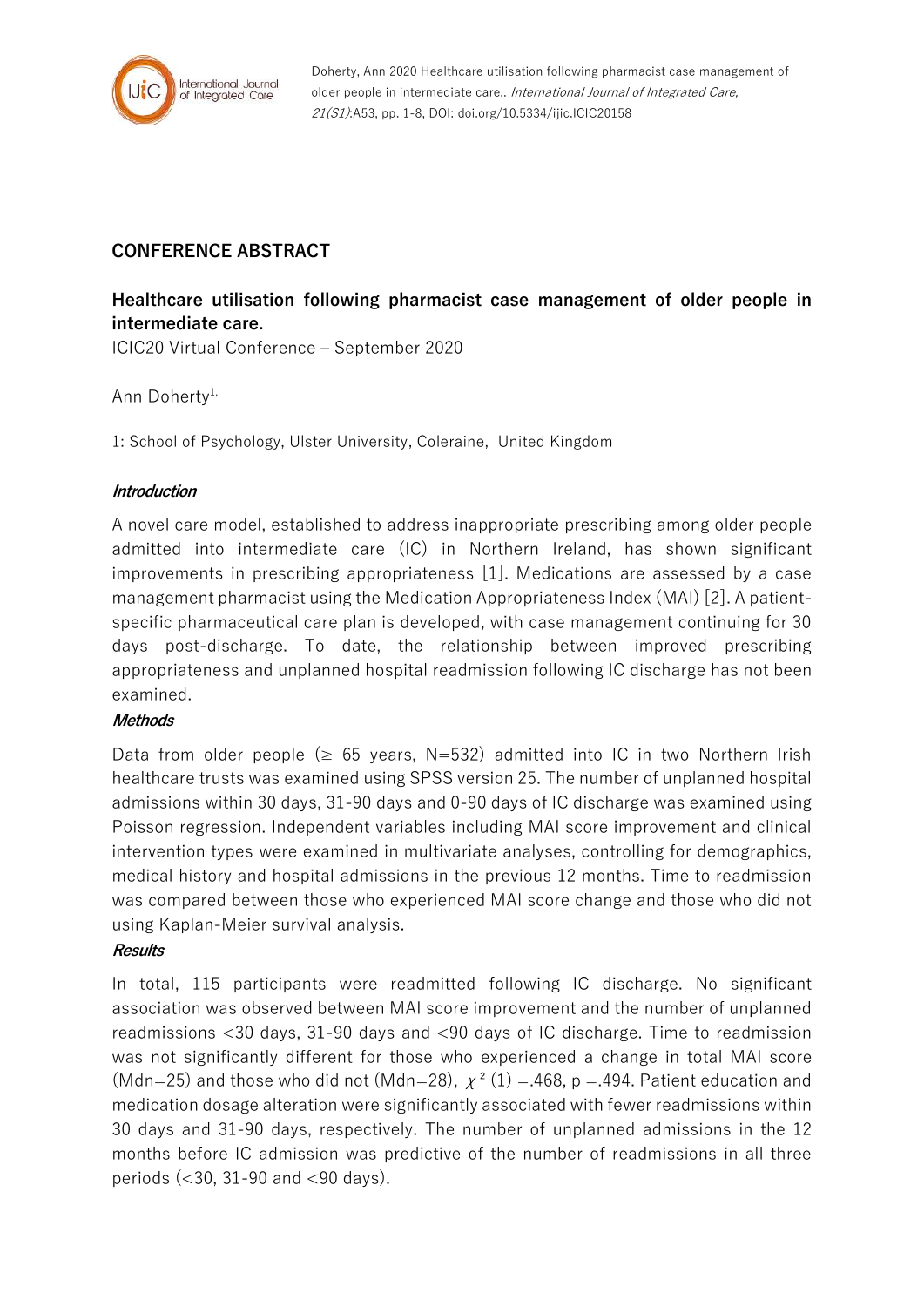Doherty, Ann 2020 Healthcare utilisation following pharmacist case management of older people in intermediate care.. *International Journal of Integrated Care, 21(S1)*:A53, pp. 1-8, DOI: doi.org/10.5334/ijic.ICIC20158

---

## CONFERENCE ABSTRACT

### Healthcare utilisation following pharmacist case management of older people in intermediate care.

ICIC20 Virtual Conference – September 2020

Ann Doherty[1,]

1: School of Psychology, Ulster University, Coleraine, United Kingdom

---

***Introduction***

A novel care model, established to address inappropriate prescribing among older people admitted into intermediate care (IC) in Northern Ireland, has shown significant improvements in prescribing appropriateness [1]. Medications are assessed by a case management pharmacist using the Medication Appropriateness Index (MAI) [2]. A patient-specific pharmaceutical care plan is developed, with case management continuing for 30 days post-discharge. To date, the relationship between improved prescribing appropriateness and unplanned hospital readmission following IC discharge has not been examined.

***Methods***

Data from older people (≥ 65 years, N=532) admitted into IC in two Northern Irish healthcare trusts was examined using SPSS version 25. The number of unplanned hospital admissions within 30 days, 31-90 days and 0-90 days of IC discharge was examined using Poisson regression. Independent variables including MAI score improvement and clinical intervention types were examined in multivariate analyses, controlling for demographics, medical history and hospital admissions in the previous 12 months. Time to readmission was compared between those who experienced MAI score change and those who did not using Kaplan-Meier survival analysis.

***Results***

In total, 115 participants were readmitted following IC discharge. No significant association was observed between MAI score improvement and the number of unplanned readmissions <30 days, 31-90 days and <90 days of IC discharge. Time to readmission was not significantly different for those who experienced a change in total MAI score (Mdn=25) and those who did not (Mdn=28), $\chi^2(1) = .468$, p =.494. Patient education and medication dosage alteration were significantly associated with fewer readmissions within 30 days and 31-90 days, respectively. The number of unplanned admissions in the 12 months before IC admission was predictive of the number of readmissions in all three periods (<30, 31-90 and <90 days).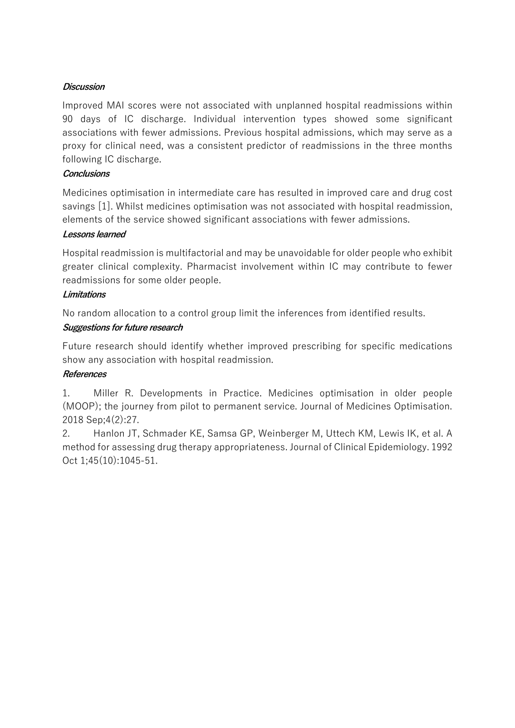***Discussion***

Improved MAI scores were not associated with unplanned hospital readmissions within 90 days of IC discharge. Individual intervention types showed some significant associations with fewer admissions. Previous hospital admissions, which may serve as a proxy for clinical need, was a consistent predictor of readmissions in the three months following IC discharge.

***Conclusions***

Medicines optimisation in intermediate care has resulted in improved care and drug cost savings [1]. Whilst medicines optimisation was not associated with hospital readmission, elements of the service showed significant associations with fewer admissions.

***Lessons learned***

Hospital readmission is multifactorial and may be unavoidable for older people who exhibit greater clinical complexity. Pharmacist involvement within IC may contribute to fewer readmissions for some older people.

***Limitations***

No random allocation to a control group limit the inferences from identified results.

***Suggestions for future research***

Future research should identify whether improved prescribing for specific medications show any association with hospital readmission.

***References***

1. Miller R. Developments in Practice. Medicines optimisation in older people (MOOP); the journey from pilot to permanent service. Journal of Medicines Optimisation. 2018 Sep;4(2):27.
2. Hanlon JT, Schmader KE, Samsa GP, Weinberger M, Uttech KM, Lewis IK, et al. A method for assessing drug therapy appropriateness. Journal of Clinical Epidemiology. 1992 Oct 1;45(10):1045-51.